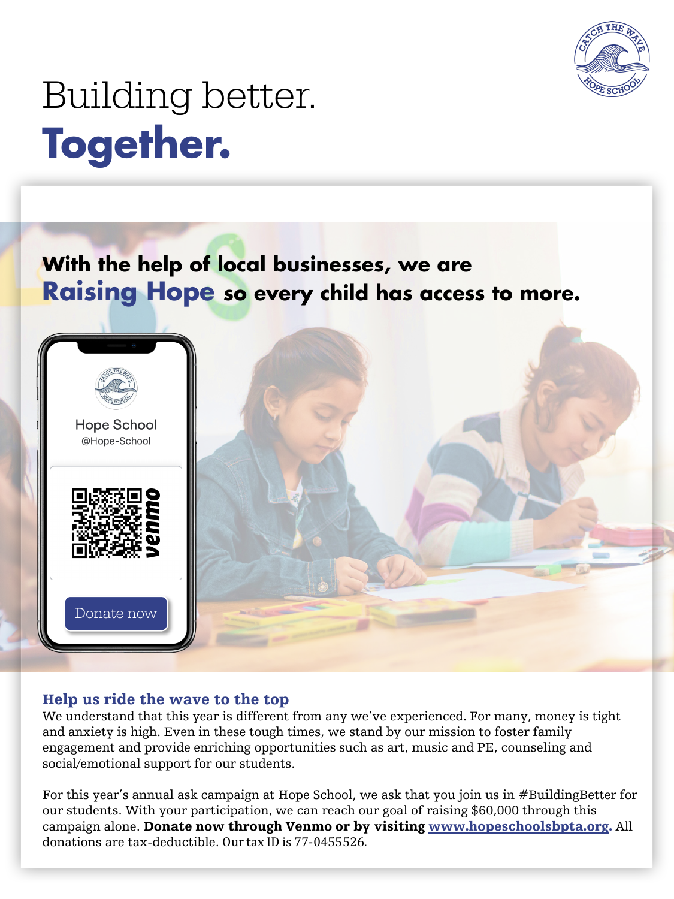# Building better.
# **Together.**

**With the help of local businesses, we are**
**Raising Hope so every child has access to more.**

Hope School
@Hope-School

venmo

Donate now

### Help us ride the wave to the top

We understand that this year is different from any we've experienced. For many, money is tight and anxiety is high. Even in these tough times, we stand by our mission to foster family engagement and provide enriching opportunities such as art, music and PE, counseling and social/emotional support for our students.

For this year's annual ask campaign at Hope School, we ask that you join us in #BuildingBetter for our students. With your participation, we can reach our goal of raising $60,000 through this campaign alone. **Donate now through Venmo or by visiting [www.hopeschoolsbpta.org](http://www.hopeschoolsbpta.org).** All donations are tax-deductible. Our tax ID is 77-0455526.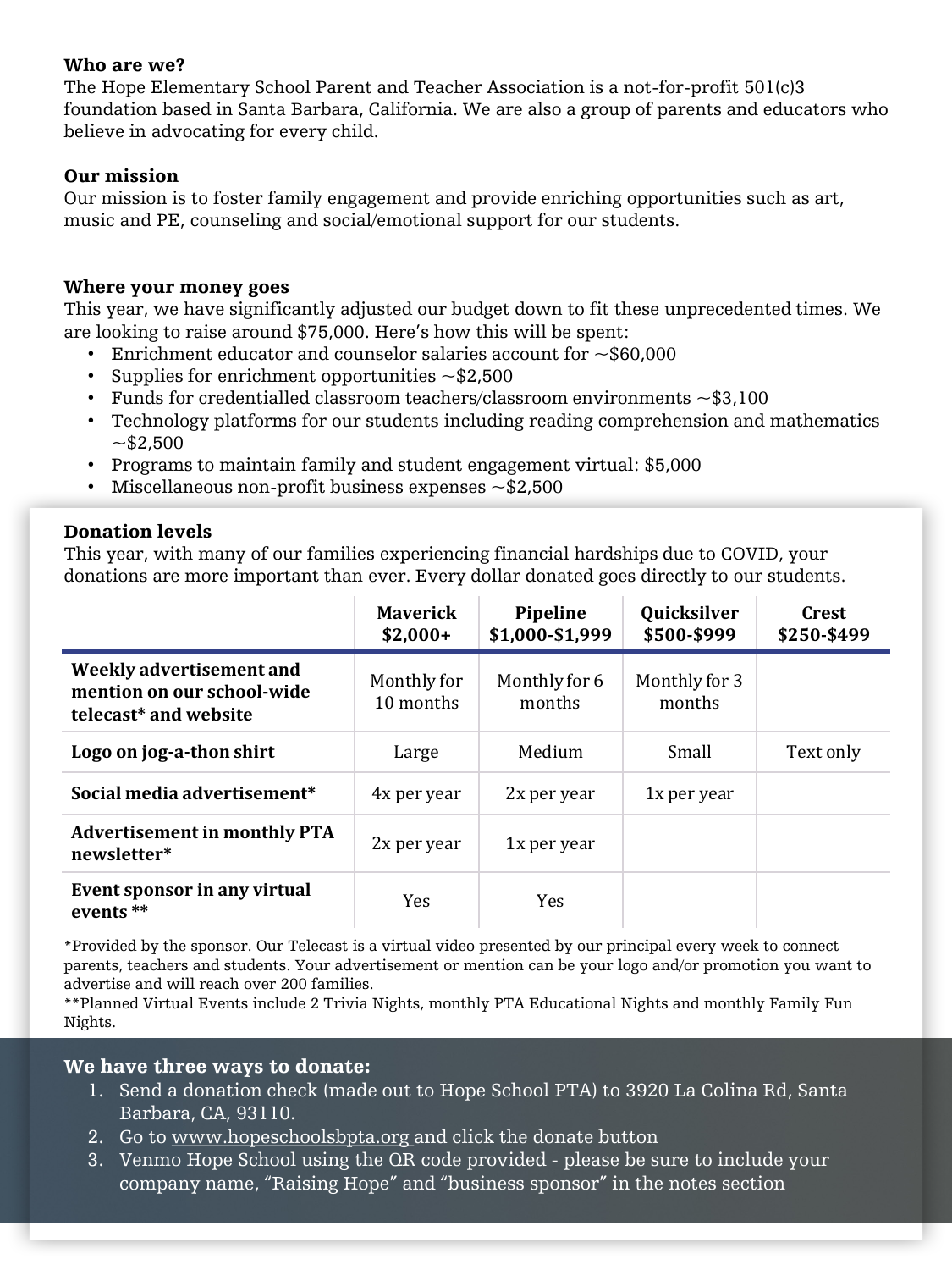**Who are we?**

The Hope Elementary School Parent and Teacher Association is a not-for-profit 501(c)3 foundation based in Santa Barbara, California. We are also a group of parents and educators who believe in advocating for every child.

**Our mission**

Our mission is to foster family engagement and provide enriching opportunities such as art, music and PE, counseling and social/emotional support for our students.

**Where your money goes**

This year, we have significantly adjusted our budget down to fit these unprecedented times. We are looking to raise around $75,000. Here's how this will be spent:

- Enrichment educator and counselor salaries account for ~$60,000
- Supplies for enrichment opportunities ~$2,500
- Funds for credentialled classroom teachers/classroom environments ~$3,100
- Technology platforms for our students including reading comprehension and mathematics ~$2,500
- Programs to maintain family and student engagement virtual: $5,000
- Miscellaneous non-profit business expenses ~$2,500

**Donation levels**

This year, with many of our families experiencing financial hardships due to COVID, your donations are more important than ever. Every dollar donated goes directly to our students.

| | Maverick $2,000+ | Pipeline $1,000-$1,999 | Quicksilver $500-$999 | Crest $250-$499 |
|---|---|---|---|---|
| **Weekly advertisement and mention on our school-wide telecast* and website** | Monthly for 10 months | Monthly for 6 months | Monthly for 3 months | |
| **Logo on jog-a-thon shirt** | Large | Medium | Small | Text only |
| **Social media advertisement*** | 4x per year | 2x per year | 1x per year | |
| **Advertisement in monthly PTA newsletter*** | 2x per year | 1x per year | | |
| **Event sponsor in any virtual events **** | Yes | Yes | | |

*Provided by the sponsor. Our Telecast is a virtual video presented by our principal every week to connect parents, teachers and students. Your advertisement or mention can be your logo and/or promotion you want to advertise and will reach over 200 families.

**Planned Virtual Events include 2 Trivia Nights, monthly PTA Educational Nights and monthly Family Fun Nights.

**We have three ways to donate:**

1. Send a donation check (made out to Hope School PTA) to 3920 La Colina Rd, Santa Barbara, CA, 93110.
2. Go to www.hopeschoolsbpta.org and click the donate button
3. Venmo Hope School using the QR code provided - please be sure to include your company name, "Raising Hope" and "business sponsor" in the notes section